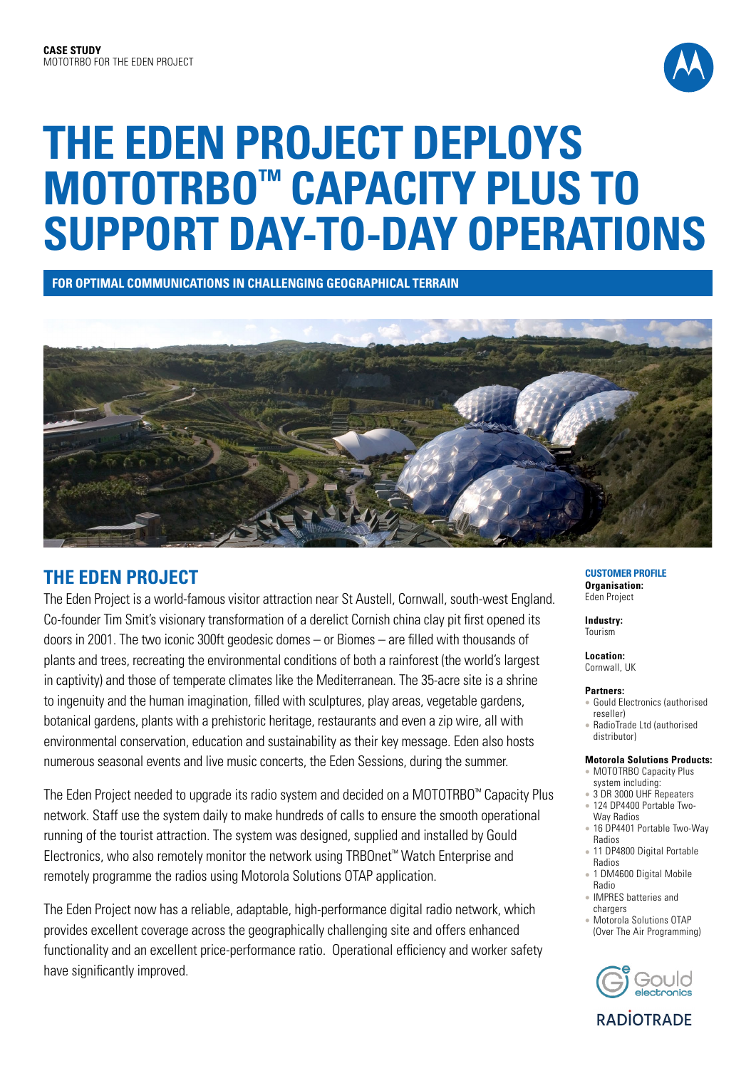**CASE STUDY**
MOTOTRBO FOR THE EDEN PROJECT

# THE EDEN PROJECT DEPLOYS MOTOTRBO™ CAPACITY PLUS TO SUPPORT DAY-TO-DAY OPERATIONS

**FOR OPTIMAL COMMUNICATIONS IN CHALLENGING GEOGRAPHICAL TERRAIN**

## THE EDEN PROJECT

The Eden Project is a world-famous visitor attraction near St Austell, Cornwall, south-west England. Co-founder Tim Smit's visionary transformation of a derelict Cornish china clay pit first opened its doors in 2001. The two iconic 300ft geodesic domes – or Biomes – are filled with thousands of plants and trees, recreating the environmental conditions of both a rainforest (the world's largest in captivity) and those of temperate climates like the Mediterranean. The 35-acre site is a shrine to ingenuity and the human imagination, filled with sculptures, play areas, vegetable gardens, botanical gardens, plants with a prehistoric heritage, restaurants and even a zip wire, all with environmental conservation, education and sustainability as their key message. Eden also hosts numerous seasonal events and live music concerts, the Eden Sessions, during the summer.

The Eden Project needed to upgrade its radio system and decided on a MOTOTRBO™ Capacity Plus network. Staff use the system daily to make hundreds of calls to ensure the smooth operational running of the tourist attraction. The system was designed, supplied and installed by Gould Electronics, who also remotely monitor the network using TRBOnet™ Watch Enterprise and remotely programme the radios using Motorola Solutions OTAP application.

The Eden Project now has a reliable, adaptable, high-performance digital radio network, which provides excellent coverage across the geographically challenging site and offers enhanced functionality and an excellent price-performance ratio. Operational efficiency and worker safety have significantly improved.

### CUSTOMER PROFILE

**Organisation:**
Eden Project

**Industry:**
Tourism

**Location:**
Cornwall, UK

**Partners:**
- Gould Electronics (authorised reseller)
- RadioTrade Ltd (authorised distributor)

**Motorola Solutions Products:**
- MOTOTRBO Capacity Plus system including:
- 3 DR 3000 UHF Repeaters
- 124 DP4400 Portable Two-Way Radios
- 16 DP4401 Portable Two-Way Radios
- 11 DP4800 Digital Portable Radios
- 1 DM4600 Digital Mobile Radio
- IMPRES batteries and chargers
- Motorola Solutions OTAP (Over The Air Programming)

Gould electronics

RADIOTRADE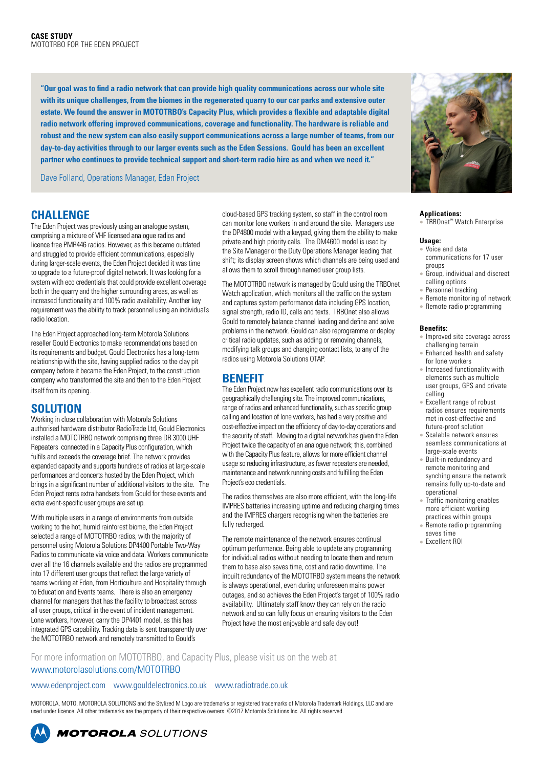**CASE STUDY**
MOTOTRBO FOR THE EDEN PROJECT

**"Our goal was to find a radio network that can provide high quality communications across our whole site with its unique challenges, from the biomes in the regenerated quarry to our car parks and extensive outer estate. We found the answer in MOTOTRBO's Capacity Plus, which provides a flexible and adaptable digital radio network offering improved communications, coverage and functionality. The hardware is reliable and robust and the new system can also easily support communications across a large number of teams, from our day-to-day activities through to our larger events such as the Eden Sessions. Gould has been an excellent partner who continues to provide technical support and short-term radio hire as and when we need it."**

Dave Folland, Operations Manager, Eden Project

## CHALLENGE

The Eden Project was previously using an analogue system, comprising a mixture of VHF licensed analogue radios and licence free PMR446 radios. However, as this became outdated and struggled to provide efficient communications, especially during larger-scale events, the Eden Project decided it was time to upgrade to a future-proof digital network. It was looking for a system with eco credentials that could provide excellent coverage both in the quarry and the higher surrounding areas, as well as increased functionality and 100% radio availability. Another key requirement was the ability to track personnel using an individual's radio location.

The Eden Project approached long-term Motorola Solutions reseller Gould Electronics to make recommendations based on its requirements and budget. Gould Electronics has a long-term relationship with the site, having supplied radios to the clay pit company before it became the Eden Project, to the construction company who transformed the site and then to the Eden Project itself from its opening.

## SOLUTION

Working in close collaboration with Motorola Solutions authorised hardware distributor RadioTrade Ltd, Gould Electronics installed a MOTOTRBO network comprising three DR 3000 UHF Repeaters connected in a Capacity Plus configuration, which fulfils and exceeds the coverage brief. The network provides expanded capacity and supports hundreds of radios at large-scale performances and concerts hosted by the Eden Project, which brings in a significant number of additional visitors to the site. The Eden Project rents extra handsets from Gould for these events and extra event-specific user groups are set up.

With multiple users in a range of environments from outside working to the hot, humid rainforest biome, the Eden Project selected a range of MOTOTRBO radios, with the majority of personnel using Motorola Solutions DP4400 Portable Two-Way Radios to communicate via voice and data. Workers communicate over all the 16 channels available and the radios are programmed into 17 different user groups that reflect the large variety of teams working at Eden, from Horticulture and Hospitality through to Education and Events teams. There is also an emergency channel for managers that has the facility to broadcast across all user groups, critical in the event of incident management. Lone workers, however, carry the DP4401 model, as this has integrated GPS capability. Tracking data is sent transparently over the MOTOTRBO network and remotely transmitted to Gould's cloud-based GPS tracking system, so staff in the control room can monitor lone workers in and around the site. Managers use the DP4800 model with a keypad, giving them the ability to make private and high priority calls. The DM4600 model is used by the Site Manager or the Duty Operations Manager leading that shift; its display screen shows which channels are being used and allows them to scroll through named user group lists.

The MOTOTRBO network is managed by Gould using the TRBOnet Watch application, which monitors all the traffic on the system and captures system performance data including GPS location, signal strength, radio ID, calls and texts. TRBOnet also allows Gould to remotely balance channel loading and define and solve problems in the network. Gould can also reprogramme or deploy critical radio updates, such as adding or removing channels, modifying talk groups and changing contact lists, to any of the radios using Motorola Solutions OTAP.

## BENEFIT

The Eden Project now has excellent radio communications over its geographically challenging site. The improved communications, range of radios and enhanced functionality, such as specific group calling and location of lone workers, has had a very positive and cost-effective impact on the efficiency of day-to-day operations and the security of staff. Moving to a digital network has given the Eden Project twice the capacity of an analogue network; this, combined with the Capacity Plus feature, allows for more efficient channel usage so reducing infrastructure, as fewer repeaters are needed, maintenance and network running costs and fulfilling the Eden Project's eco credentials.

The radios themselves are also more efficient, with the long-life IMPRES batteries increasing uptime and reducing charging times and the IMPRES chargers recognising when the batteries are fully recharged.

The remote maintenance of the network ensures continual optimum performance. Being able to update any programming for individual radios without needing to locate them and return them to base also saves time, cost and radio downtime. The inbuilt redundancy of the MOTOTRBO system means the network is always operational, even during unforeseen mains power outages, and so achieves the Eden Project's target of 100% radio availability. Ultimately staff know they can rely on the radio network and so can fully focus on ensuring visitors to the Eden Project have the most enjoyable and safe day out!

**Applications:**
- TRBOnet™ Watch Enterprise

**Usage:**
- Voice and data communications for 17 user groups
- Group, individual and discreet calling options
- Personnel tracking
- Remote monitoring of network
- Remote radio programming

**Benefits:**
- Improved site coverage across challenging terrain
- Enhanced health and safety for lone workers
- Increased functionality with elements such as multiple user groups, GPS and private calling
- Excellent range of robust radios ensures requirements met in cost-effective and future-proof solution
- Scalable network ensures seamless communications at large-scale events
- Built-in redundancy and remote monitoring and synching ensure the network remains fully up-to-date and operational
- Traffic monitoring enables more efficient working practices within groups
- Remote radio programming saves time
- Excellent ROI

For more information on MOTOTRBO, and Capacity Plus, please visit us on the web at www.motorolasolutions.com/MOTOTRBO

www.edenproject.com www.gouldelectronics.co.uk www.radiotrade.co.uk

MOTOROLA, MOTO, MOTOROLA SOLUTIONS and the Stylized M Logo are trademarks or registered trademarks of Motorola Trademark Holdings, LLC and are used under licence. All other trademarks are the property of their respective owners. ©2017 Motorola Solutions Inc. All rights reserved.

MOTOROLA SOLUTIONS